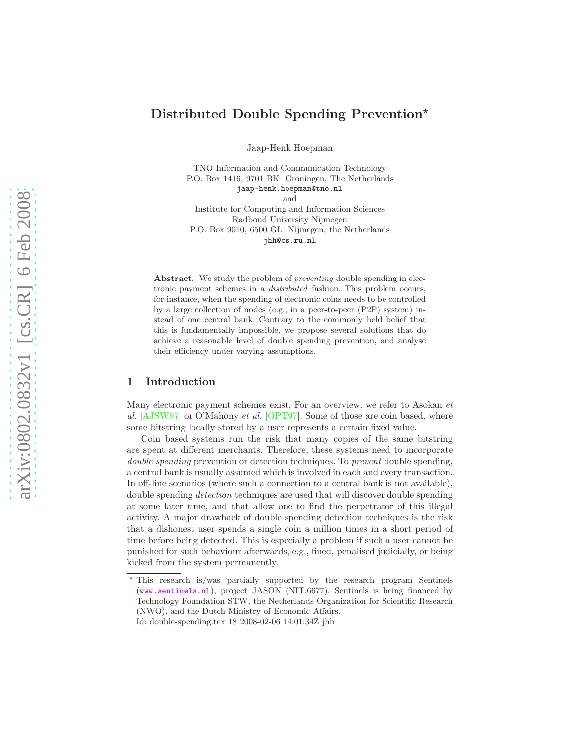# Distributed Double Spending Prevention*

Jaap-Henk Hoepman

TNO Information and Communication Technology
P.O. Box 1416, 9701 BK Groningen, The Netherlands
jaap-henk.hoepman@tno.nl
and
Institute for Computing and Information Sciences
Radboud University Nijmegen
P.O. Box 9010, 6500 GL Nijmegen, the Netherlands
jhh@cs.ru.nl

**Abstract.** We study the problem of *preventing* double spending in electronic payment schemes in a *distributed* fashion. This problem occurs, for instance, when the spending of electronic coins needs to be controlled by a large collection of nodes (e.g., in a peer-to-peer (P2P) system) instead of one central bank. Contrary to the commonly held belief that this is fundamentally impossible, we propose several solutions that do achieve a reasonable level of double spending prevention, and analyse their efficiency under varying assumptions.

## 1 Introduction

Many electronic payment schemes exist. For an overview, we refer to Asokan *et al.* [AJSW97] or O'Mahony *et al.* [OPT97]. Some of those are coin based, where some bitstring locally stored by a user represents a certain fixed value.

Coin based systems run the risk that many copies of the same bitstring are spent at different merchants. Therefore, these systems need to incorporate *double spending* prevention or detection techniques. To *prevent* double spending, a central bank is usually assumed which is involved in each and every transaction. In off-line scenarios (where such a connection to a central bank is not available), double spending *detection* techniques are used that will discover double spending at some later time, and that allow one to find the perpetrator of this illegal activity. A major drawback of double spending detection techniques is the risk that a dishonest user spends a single coin a million times in a short period of time before being detected. This is especially a problem if such a user cannot be punished for such behaviour afterwards, e.g., fined, penalised judicially, or being kicked from the system permanently.

* This research is/was partially supported by the research program Sentinels (www.sentinels.nl), project JASON (NIT.6677). Sentinels is being financed by Technology Foundation STW, the Netherlands Organization for Scientific Research (NWO), and the Dutch Ministry of Economic Affairs.
Id: double-spending.tex 18 2008-02-06 14:01:34Z jhh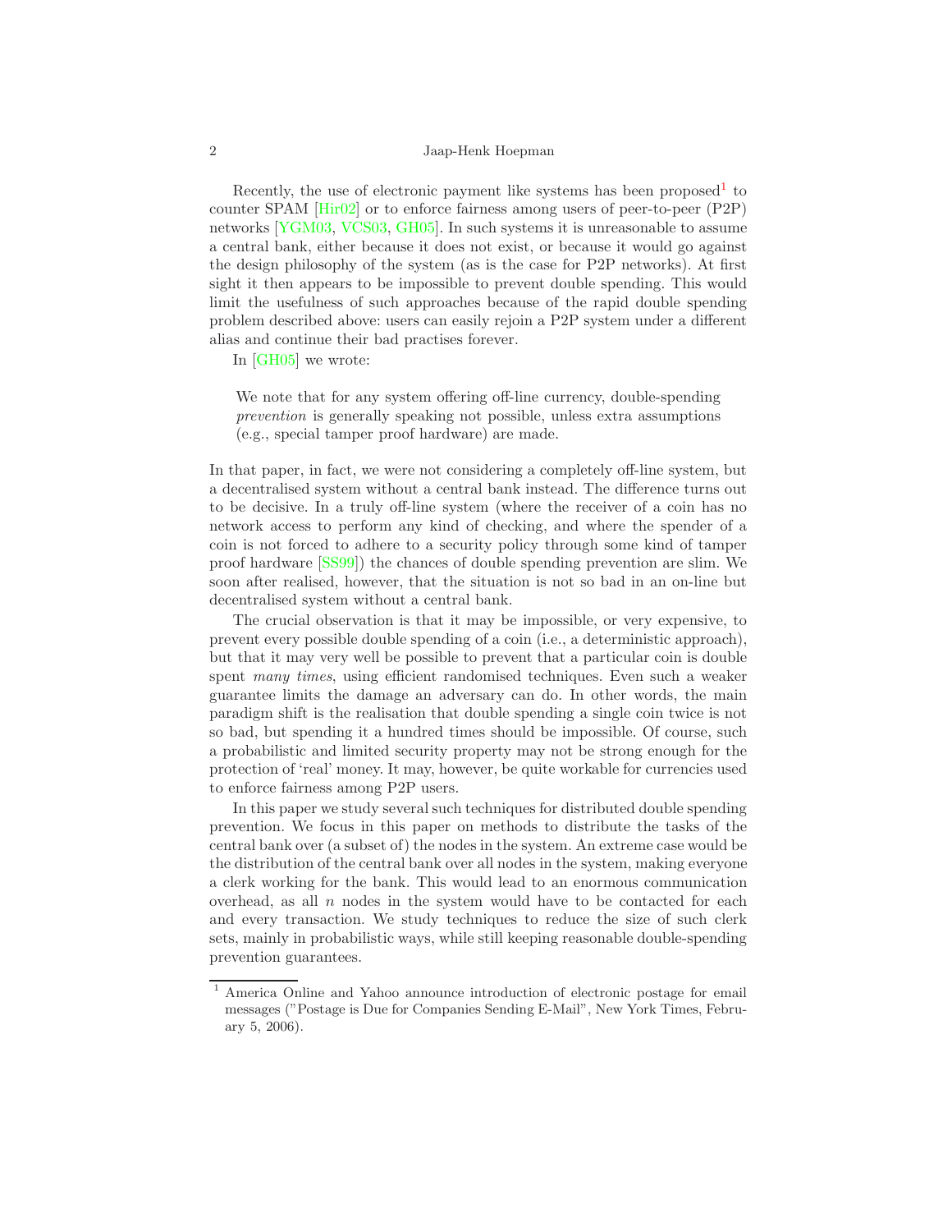Recently, the use of electronic payment like systems has been proposed[1] to counter SPAM [Hir02] or to enforce fairness among users of peer-to-peer (P2P) networks [YGM03, VCS03, GH05]. In such systems it is unreasonable to assume a central bank, either because it does not exist, or because it would go against the design philosophy of the system (as is the case for P2P networks). At first sight it then appears to be impossible to prevent double spending. This would limit the usefulness of such approaches because of the rapid double spending problem described above: users can easily rejoin a P2P system under a different alias and continue their bad practises forever.

In [GH05] we wrote:

> We note that for any system offering off-line currency, double-spending *prevention* is generally speaking not possible, unless extra assumptions (e.g., special tamper proof hardware) are made.

In that paper, in fact, we were not considering a completely off-line system, but a decentralised system without a central bank instead. The difference turns out to be decisive. In a truly off-line system (where the receiver of a coin has no network access to perform any kind of checking, and where the spender of a coin is not forced to adhere to a security policy through some kind of tamper proof hardware [SS99]) the chances of double spending prevention are slim. We soon after realised, however, that the situation is not so bad in an on-line but decentralised system without a central bank.

The crucial observation is that it may be impossible, or very expensive, to prevent every possible double spending of a coin (i.e., a deterministic approach), but that it may very well be possible to prevent that a particular coin is double spent *many times*, using efficient randomised techniques. Even such a weaker guarantee limits the damage an adversary can do. In other words, the main paradigm shift is the realisation that double spending a single coin twice is not so bad, but spending it a hundred times should be impossible. Of course, such a probabilistic and limited security property may not be strong enough for the protection of 'real' money. It may, however, be quite workable for currencies used to enforce fairness among P2P users.

In this paper we study several such techniques for distributed double spending prevention. We focus in this paper on methods to distribute the tasks of the central bank over (a subset of) the nodes in the system. An extreme case would be the distribution of the central bank over all nodes in the system, making everyone a clerk working for the bank. This would lead to an enormous communication overhead, as all $n$ nodes in the system would have to be contacted for each and every transaction. We study techniques to reduce the size of such clerk sets, mainly in probabilistic ways, while still keeping reasonable double-spending prevention guarantees.

[1] America Online and Yahoo announce introduction of electronic postage for email messages ("Postage is Due for Companies Sending E-Mail", New York Times, February 5, 2006).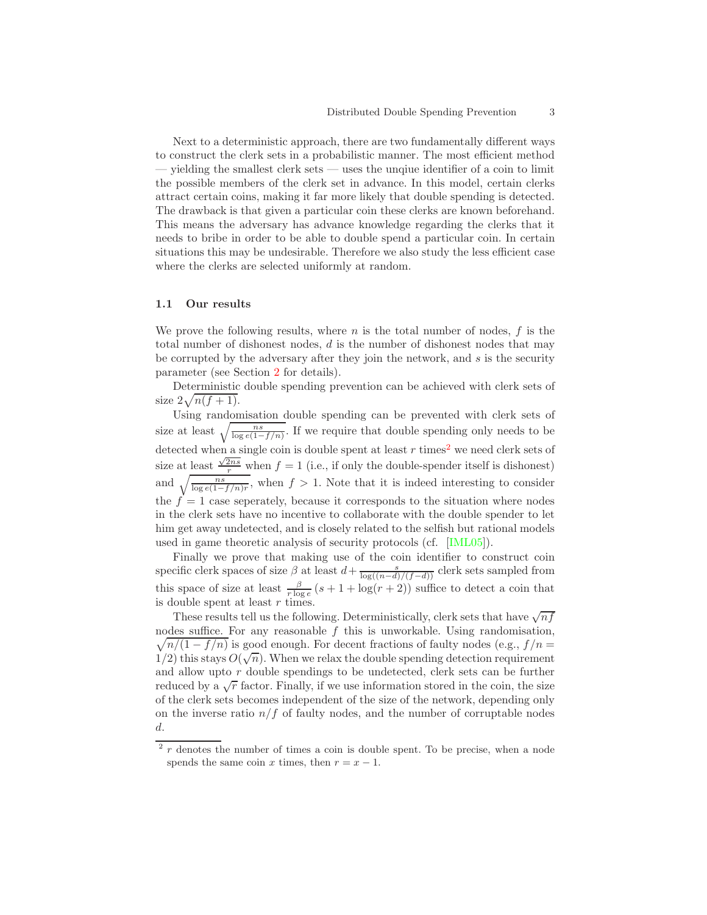Next to a deterministic approach, there are two fundamentally different ways to construct the clerk sets in a probabilistic manner. The most efficient method — yielding the smallest clerk sets — uses the unqiue identifier of a coin to limit the possible members of the clerk set in advance. In this model, certain clerks attract certain coins, making it far more likely that double spending is detected. The drawback is that given a particular coin these clerks are known beforehand. This means the adversary has advance knowledge regarding the clerks that it needs to bribe in order to be able to double spend a particular coin. In certain situations this may be undesirable. Therefore we also study the less efficient case where the clerks are selected uniformly at random.

### 1.1 Our results

We prove the following results, where $n$ is the total number of nodes, $f$ is the total number of dishonest nodes, $d$ is the number of dishonest nodes that may be corrupted by the adversary after they join the network, and $s$ is the security parameter (see Section 2 for details).

Deterministic double spending prevention can be achieved with clerk sets of size $2\sqrt{n(f+1)}$.

Using randomisation double spending can be prevented with clerk sets of size at least $\sqrt{\frac{ns}{\log e(1-f/n)}}$. If we require that double spending only needs to be detected when a single coin is double spent at least $r$ times[2] we need clerk sets of size at least $\frac{\sqrt{2ns}}{r}$ when $f=1$ (i.e., if only the double-spender itself is dishonest) and $\sqrt{\frac{ns}{\log e(1-f/n)r}}$, when $f>1$. Note that it is indeed interesting to consider the $f=1$ case seperately, because it corresponds to the situation where nodes in the clerk sets have no incentive to collaborate with the double spender to let him get away undetected, and is closely related to the selfish but rational models used in game theoretic analysis of security protocols (cf. [IML05]).

Finally we prove that making use of the coin identifier to construct coin specific clerk spaces of size $\beta$ at least $d+\frac{s}{\log((n-d)/(f-d))}$ clerk sets sampled from this space of size at least $\frac{\beta}{r\log e}(s+1+\log(r+2))$ suffice to detect a coin that is double spent at least $r$ times.

These results tell us the following. Deterministically, clerk sets that have $\sqrt{nf}$ nodes suffice. For any reasonable $f$ this is unworkable. Using randomisation, $\sqrt{n/(1-f/n)}$ is good enough. For decent fractions of faulty nodes (e.g., $f/n = 1/2$) this stays $O(\sqrt{n})$. When we relax the double spending detection requirement and allow upto $r$ double spendings to be undetected, clerk sets can be further reduced by a $\sqrt{r}$ factor. Finally, if we use information stored in the coin, the size of the clerk sets becomes independent of the size of the network, depending only on the inverse ratio $n/f$ of faulty nodes, and the number of corruptable nodes $d$.

---

[2] $r$ denotes the number of times a coin is double spent. To be precise, when a node spends the same coin $x$ times, then $r = x - 1$.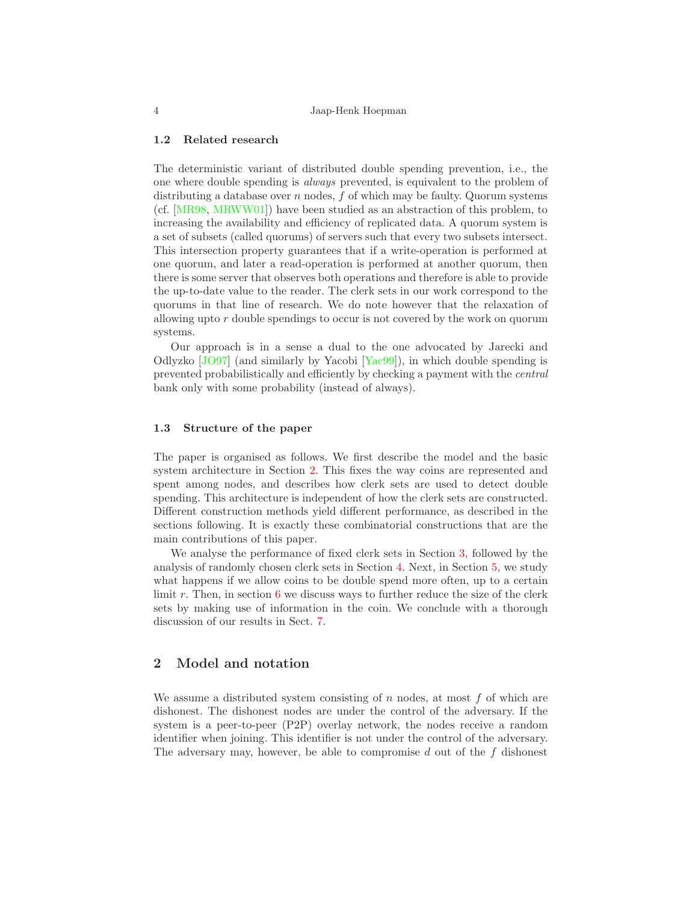### 1.2 Related research

The deterministic variant of distributed double spending prevention, i.e., the one where double spending is *always* prevented, is equivalent to the problem of distributing a database over $n$ nodes, $f$ of which may be faulty. Quorum systems (cf. [MR98, MRWW01]) have been studied as an abstraction of this problem, to increasing the availability and efficiency of replicated data. A quorum system is a set of subsets (called quorums) of servers such that every two subsets intersect. This intersection property guarantees that if a write-operation is performed at one quorum, and later a read-operation is performed at another quorum, then there is some server that observes both operations and therefore is able to provide the up-to-date value to the reader. The clerk sets in our work correspond to the quorums in that line of research. We do note however that the relaxation of allowing upto $r$ double spendings to occur is not covered by the work on quorum systems.

Our approach is in a sense a dual to the one advocated by Jarecki and Odlyzko [JO97] (and similarly by Yacobi [Yac99]), in which double spending is prevented probabilistically and efficiently by checking a payment with the *central* bank only with some probability (instead of always).

### 1.3 Structure of the paper

The paper is organised as follows. We first describe the model and the basic system architecture in Section 2. This fixes the way coins are represented and spent among nodes, and describes how clerk sets are used to detect double spending. This architecture is independent of how the clerk sets are constructed. Different construction methods yield different performance, as described in the sections following. It is exactly these combinatorial constructions that are the main contributions of this paper.

We analyse the performance of fixed clerk sets in Section 3, followed by the analysis of randomly chosen clerk sets in Section 4. Next, in Section 5, we study what happens if we allow coins to be double spend more often, up to a certain limit $r$. Then, in section 6 we discuss ways to further reduce the size of the clerk sets by making use of information in the coin. We conclude with a thorough discussion of our results in Sect. 7.

## 2 Model and notation

We assume a distributed system consisting of $n$ nodes, at most $f$ of which are dishonest. The dishonest nodes are under the control of the adversary. If the system is a peer-to-peer (P2P) overlay network, the nodes receive a random identifier when joining. This identifier is not under the control of the adversary. The adversary may, however, be able to compromise $d$ out of the $f$ dishonest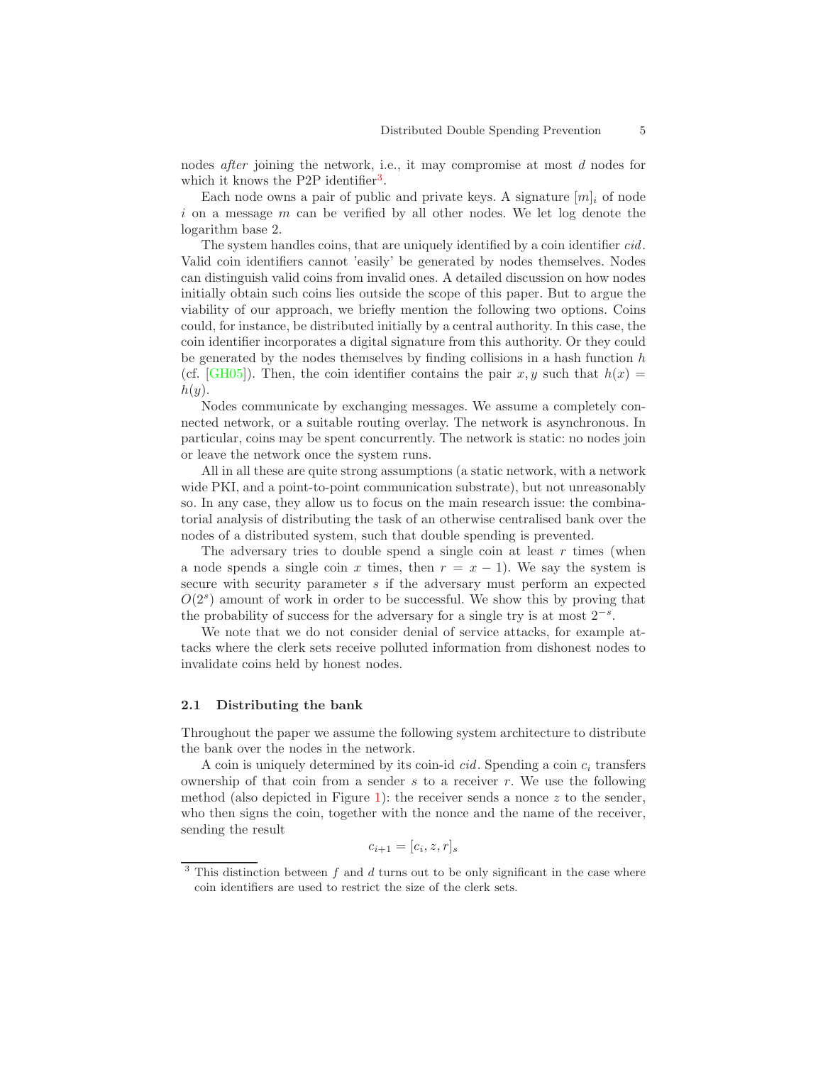nodes *after* joining the network, i.e., it may compromise at most $d$ nodes for which it knows the P2P identifier[3].

Each node owns a pair of public and private keys. A signature $[m]_i$ of node $i$ on a message $m$ can be verified by all other nodes. We let log denote the logarithm base 2.

The system handles coins, that are uniquely identified by a coin identifier *cid*. Valid coin identifiers cannot 'easily' be generated by nodes themselves. Nodes can distinguish valid coins from invalid ones. A detailed discussion on how nodes initially obtain such coins lies outside the scope of this paper. But to argue the viability of our approach, we briefly mention the following two options. Coins could, for instance, be distributed initially by a central authority. In this case, the coin identifier incorporates a digital signature from this authority. Or they could be generated by the nodes themselves by finding collisions in a hash function $h$ (cf. [GH05]). Then, the coin identifier contains the pair $x, y$ such that $h(x) = h(y)$.

Nodes communicate by exchanging messages. We assume a completely connected network, or a suitable routing overlay. The network is asynchronous. In particular, coins may be spent concurrently. The network is static: no nodes join or leave the network once the system runs.

All in all these are quite strong assumptions (a static network, with a network wide PKI, and a point-to-point communication substrate), but not unreasonably so. In any case, they allow us to focus on the main research issue: the combinatorial analysis of distributing the task of an otherwise centralised bank over the nodes of a distributed system, such that double spending is prevented.

The adversary tries to double spend a single coin at least $r$ times (when a node spends a single coin $x$ times, then $r = x - 1$). We say the system is secure with security parameter $s$ if the adversary must perform an expected $O(2^s)$ amount of work in order to be successful. We show this by proving that the probability of success for the adversary for a single try is at most $2^{-s}$.

We note that we do not consider denial of service attacks, for example attacks where the clerk sets receive polluted information from dishonest nodes to invalidate coins held by honest nodes.

### 2.1 Distributing the bank

Throughout the paper we assume the following system architecture to distribute the bank over the nodes in the network.

A coin is uniquely determined by its coin-id *cid*. Spending a coin $c_i$ transfers ownership of that coin from a sender $s$ to a receiver $r$. We use the following method (also depicted in Figure 1): the receiver sends a nonce $z$ to the sender, who then signs the coin, together with the nonce and the name of the receiver, sending the result

$$c_{i+1} = [c_i, z, r]_s$$

[3] This distinction between $f$ and $d$ turns out to be only significant in the case where coin identifiers are used to restrict the size of the clerk sets.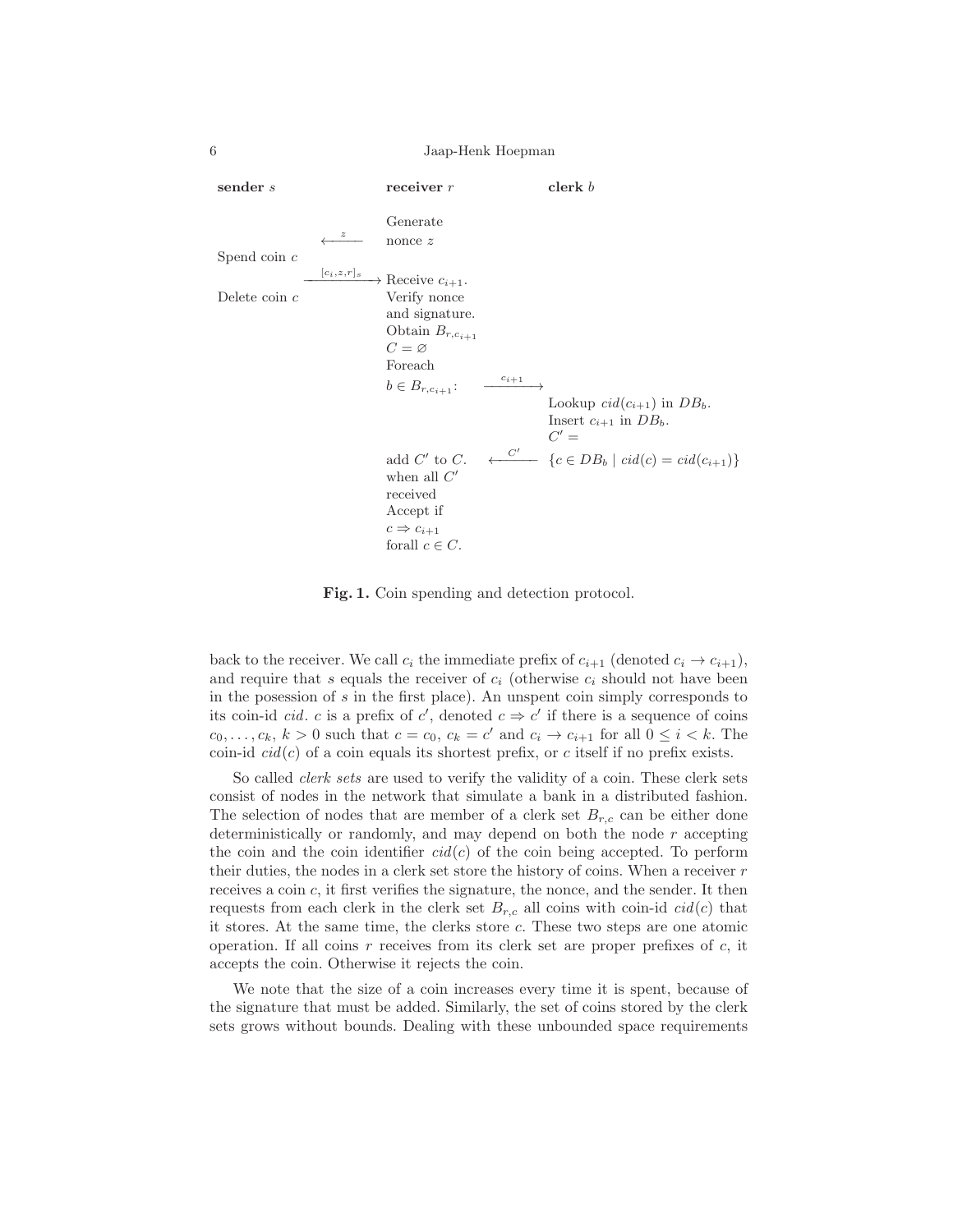| **sender** $s$ | | **receiver** $r$ | | **clerk** $b$ |
|---|---|---|---|---|
| | $\xleftarrow{z}$ | Generate nonce $z$ | | |
| Spend coin $c$ | $\xrightarrow{[c_i, z, r]_s}$ | Receive $c_{i+1}$. | | |
| Delete coin $c$ | | Verify nonce and signature. Obtain $B_{r,c_{i+1}}$ $C = \varnothing$ Foreach $b \in B_{r,c_{i+1}}$: | $\xrightarrow{c_{i+1}}$ | |
| | | | | Lookup $cid(c_{i+1})$ in $DB_b$. Insert $c_{i+1}$ in $DB_b$. $C' =$ |
| | | add $C'$ to $C$. when all $C'$ received Accept if $c \Rightarrow c_{i+1}$ forall $c \in C$. | $\xleftarrow{C'}$ | $\{c \in DB_b \mid cid(c) = cid(c_{i+1})\}$ |

**Fig. 1.** Coin spending and detection protocol.

back to the receiver. We call $c_i$ the immediate prefix of $c_{i+1}$ (denoted $c_i \rightarrow c_{i+1}$), and require that $s$ equals the receiver of $c_i$ (otherwise $c_i$ should not have been in the posession of $s$ in the first place). An unspent coin simply corresponds to its coin-id *cid*. $c$ is a prefix of $c'$, denoted $c \Rightarrow c'$ if there is a sequence of coins $c_0, \ldots, c_k$, $k > 0$ such that $c = c_0$, $c_k = c'$ and $c_i \rightarrow c_{i+1}$ for all $0 \leq i < k$. The coin-id $cid(c)$ of a coin equals its shortest prefix, or $c$ itself if no prefix exists.

So called *clerk sets* are used to verify the validity of a coin. These clerk sets consist of nodes in the network that simulate a bank in a distributed fashion. The selection of nodes that are member of a clerk set $B_{r,c}$ can be either done deterministically or randomly, and may depend on both the node $r$ accepting the coin and the coin identifier $cid(c)$ of the coin being accepted. To perform their duties, the nodes in a clerk set store the history of coins. When a receiver $r$ receives a coin $c$, it first verifies the signature, the nonce, and the sender. It then requests from each clerk in the clerk set $B_{r,c}$ all coins with coin-id $cid(c)$ that it stores. At the same time, the clerks store $c$. These two steps are one atomic operation. If all coins $r$ receives from its clerk set are proper prefixes of $c$, it accepts the coin. Otherwise it rejects the coin.

We note that the size of a coin increases every time it is spent, because of the signature that must be added. Similarly, the set of coins stored by the clerk sets grows without bounds. Dealing with these unbounded space requirements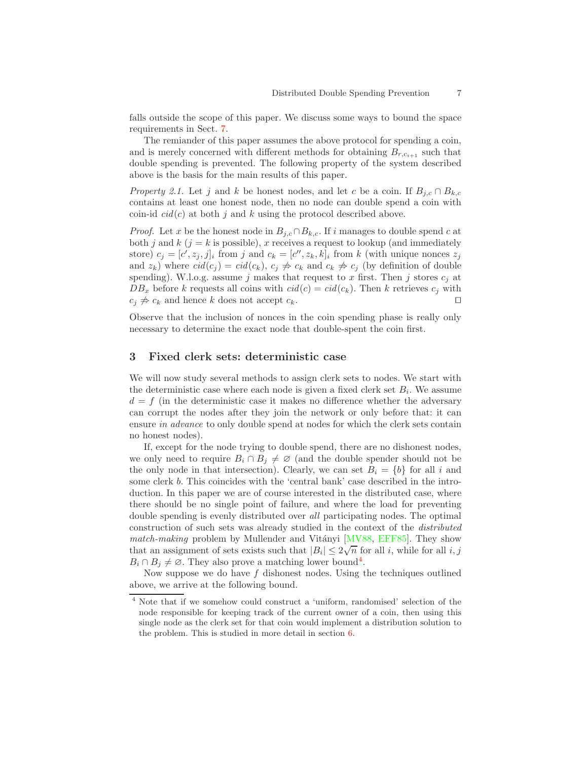falls outside the scope of this paper. We discuss some ways to bound the space requirements in Sect. 7.

The remiander of this paper assumes the above protocol for spending a coin, and is merely concerned with different methods for obtaining $B_{r,c_{i+1}}$ such that double spending is prevented. The following property of the system described above is the basis for the main results of this paper.

*Property 2.1.* Let $j$ and $k$ be honest nodes, and let $c$ be a coin. If $B_{j,c} \cap B_{k,c}$ contains at least one honest node, then no node can double spend a coin with coin-id $cid(c)$ at both $j$ and $k$ using the protocol described above.

*Proof.* Let $x$ be the honest node in $B_{j,c} \cap B_{k,c}$. If $i$ manages to double spend $c$ at both $j$ and $k$ ($j = k$ is possible), $x$ receives a request to lookup (and immediately store) $c_j = [c', z_j, j]_i$ from $j$ and $c_k = [c'', z_k, k]_i$ from $k$ (with unique nonces $z_j$ and $z_k$) where $cid(c_j) = cid(c_k)$, $c_j \not\rightarrow c_k$ and $c_k \not\rightarrow c_j$ (by definition of double spending). W.l.o.g. assume $j$ makes that request to $x$ first. Then $j$ stores $c_j$ at $DB_x$ before $k$ requests all coins with $cid(c) = cid(c_k)$. Then $k$ retrieves $c_j$ with $c_j \not\rightarrow c_k$ and hence $k$ does not accept $c_k$. ◻

Observe that the inclusion of nonces in the coin spending phase is really only necessary to determine the exact node that double-spent the coin first.

## 3 Fixed clerk sets: deterministic case

We will now study several methods to assign clerk sets to nodes. We start with the deterministic case where each node is given a fixed clerk set $B_i$. We assume $d = f$ (in the deterministic case it makes no difference whether the adversary can corrupt the nodes after they join the network or only before that: it can ensure *in advance* to only double spend at nodes for which the clerk sets contain no honest nodes).

If, except for the node trying to double spend, there are no dishonest nodes, we only need to require $B_i \cap B_j \neq \varnothing$ (and the double spender should not be the only node in that intersection). Clearly, we can set $B_i = \{b\}$ for all $i$ and some clerk $b$. This coincides with the 'central bank' case described in the introduction. In this paper we are of course interested in the distributed case, where there should be no single point of failure, and where the load for preventing double spending is evenly distributed over *all* participating nodes. The optimal construction of such sets was already studied in the context of the *distributed match-making* problem by Mullender and Vitányi [MV88, EFF85]. They show that an assignment of sets exists such that $|B_i| \leq 2\sqrt{n}$ for all $i$, while for all $i, j$ $B_i \cap B_j \neq \varnothing$. They also prove a matching lower bound[4].

Now suppose we do have $f$ dishonest nodes. Using the techniques outlined above, we arrive at the following bound.

[4] Note that if we somehow could construct a 'uniform, randomised' selection of the node responsible for keeping track of the current owner of a coin, then using this single node as the clerk set for that coin would implement a distribution solution to the problem. This is studied in more detail in section 6.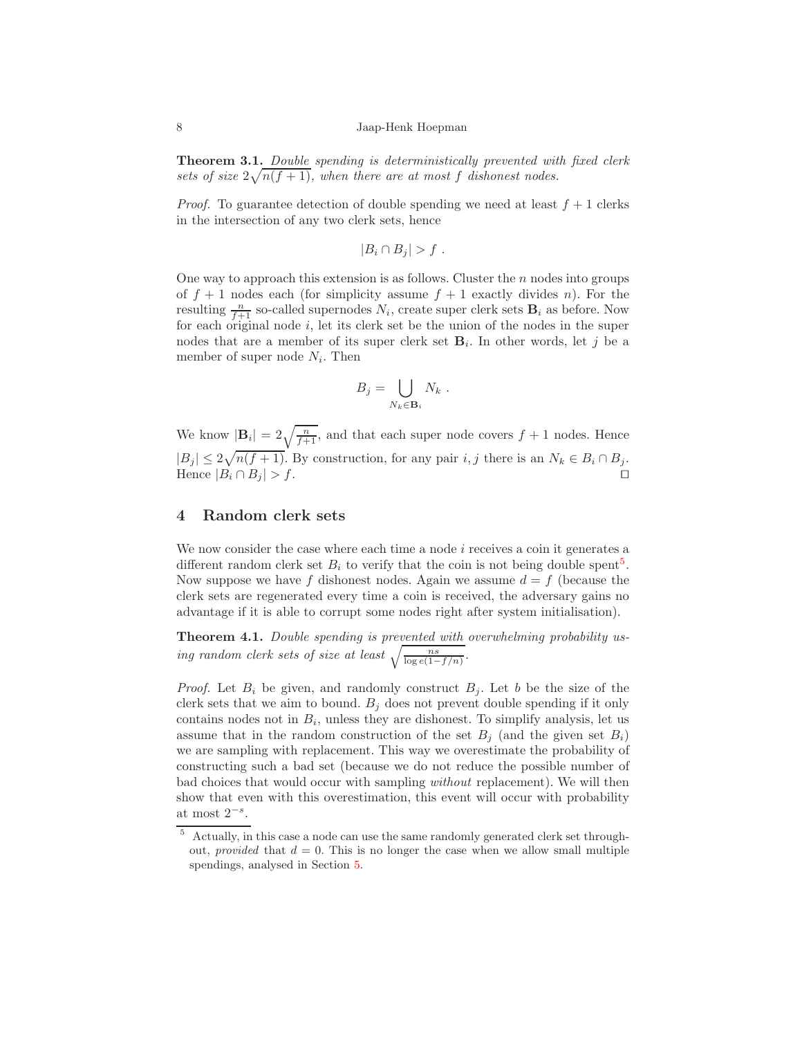**Theorem 3.1.** *Double spending is deterministically prevented with fixed clerk sets of size $2\sqrt{n(f+1)}$, when there are at most $f$ dishonest nodes.*

*Proof.* To guarantee detection of double spending we need at least $f+1$ clerks in the intersection of any two clerk sets, hence

$$|B_i \cap B_j| > f \ .$$

One way to approach this extension is as follows. Cluster the $n$ nodes into groups of $f+1$ nodes each (for simplicity assume $f+1$ exactly divides $n$). For the resulting $\frac{n}{f+1}$ so-called supernodes $N_i$, create super clerk sets $\mathbf{B}_i$ as before. Now for each original node $i$, let its clerk set be the union of the nodes in the super nodes that are a member of its super clerk set $\mathbf{B}_i$. In other words, let $j$ be a member of super node $N_i$. Then

$$B_j = \bigcup_{N_k \in \mathbf{B}_i} N_k \ .$$

We know $|\mathbf{B}_i| = 2\sqrt{\frac{n}{f+1}}$, and that each super node covers $f+1$ nodes. Hence $|B_j| \leq 2\sqrt{n(f+1)}$. By construction, for any pair $i, j$ there is an $N_k \in B_i \cap B_j$. Hence $|B_i \cap B_j| > f$. $\square$

## 4 Random clerk sets

We now consider the case where each time a node $i$ receives a coin it generates a different random clerk set $B_i$ to verify that the coin is not being double spent[5]. Now suppose we have $f$ dishonest nodes. Again we assume $d = f$ (because the clerk sets are regenerated every time a coin is received, the adversary gains no advantage if it is able to corrupt some nodes right after system initialisation).

**Theorem 4.1.** *Double spending is prevented with overwhelming probability using random clerk sets of size at least $\sqrt{\frac{ns}{\log e(1-f/n)}}$.*

*Proof.* Let $B_i$ be given, and randomly construct $B_j$. Let $b$ be the size of the clerk sets that we aim to bound. $B_j$ does not prevent double spending if it only contains nodes not in $B_i$, unless they are dishonest. To simplify analysis, let us assume that in the random construction of the set $B_j$ (and the given set $B_i$) we are sampling with replacement. This way we overestimate the probability of constructing such a bad set (because we do not reduce the possible number of bad choices that would occur with sampling *without* replacement). We will then show that even with this overestimation, this event will occur with probability at most $2^{-s}$.

[5] Actually, in this case a node can use the same randomly generated clerk set throughout, *provided* that $d = 0$. This is no longer the case when we allow small multiple spendings, analysed in Section 5.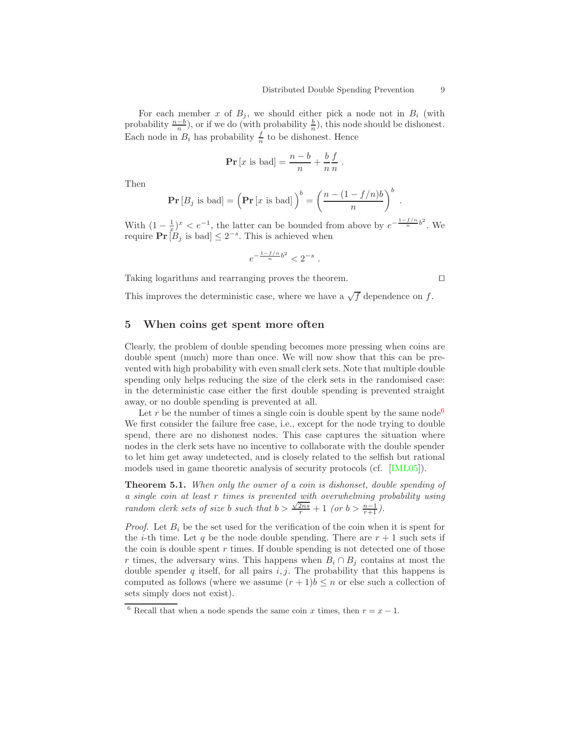For each member $x$ of $B_j$, we should either pick a node not in $B_i$ (with probability $\frac{n-b}{n}$), or if we do (with probability $\frac{b}{n}$), this node should be dishonest. Each node in $B_i$ has probability $\frac{f}{n}$ to be dishonest. Hence

$$\mathbf{Pr}\left[x \text{ is bad}\right] = \frac{n-b}{n} + \frac{b}{n}\frac{f}{n} \ .$$

Then

$$\mathbf{Pr}\left[B_j \text{ is bad}\right] = \Big(\mathbf{Pr}\left[x \text{ is bad}\right]\Big)^b = \left(\frac{n-(1-f/n)b}{n}\right)^b \ .$$

With $(1-\frac{1}{x})^x < e^{-1}$, the latter can be bounded from above by $e^{-\frac{1-f/n}{n}b^2}$. We require $\mathbf{Pr}\left[B_j \text{ is bad}\right] \leq 2^{-s}$. This is achieved when

$$e^{-\frac{1-f/n}{n}b^2} < 2^{-s} \ .$$

Taking logarithms and rearranging proves the theorem. ◻

This improves the deterministic case, where we have a $\sqrt{f}$ dependence on $f$.

## 5 When coins get spent more often

Clearly, the problem of double spending becomes more pressing when coins are double spent (much) more than once. We will now show that this can be prevented with high probability with even small clerk sets. Note that multiple double spending only helps reducing the size of the clerk sets in the randomised case: in the deterministic case either the first double spending is prevented straight away, or no double spending is prevented at all.

Let $r$ be the number of times a single coin is double spent by the same node[6] We first consider the failure free case, i.e., except for the node trying to double spend, there are no dishonest nodes. This case captures the situation where nodes in the clerk sets have no incentive to collaborate with the double spender to let him get away undetected, and is closely related to the selfish but rational models used in game theoretic analysis of security protocols (cf. [IML05]).

**Theorem 5.1.** *When only the owner of a coin is dishonset, double spending of a single coin at least $r$ times is prevented with overwhelming probability using random clerk sets of size $b$ such that $b > \frac{\sqrt{2ns}}{r} + 1$ (or $b > \frac{n-1}{r+1}$).*

*Proof.* Let $B_i$ be the set used for the verification of the coin when it is spent for the $i$-th time. Let $q$ be the node double spending. There are $r+1$ such sets if the coin is double spent $r$ times. If double spending is not detected one of those $r$ times, the adversary wins. This happens when $B_i \cap B_j$ contains at most the double spender $q$ itself, for all pairs $i, j$. The probability that this happens is computed as follows (where we assume $(r+1)b \leq n$ or else such a collection of sets simply does not exist).

[6] Recall that when a node spends the same coin $x$ times, then $r = x - 1$.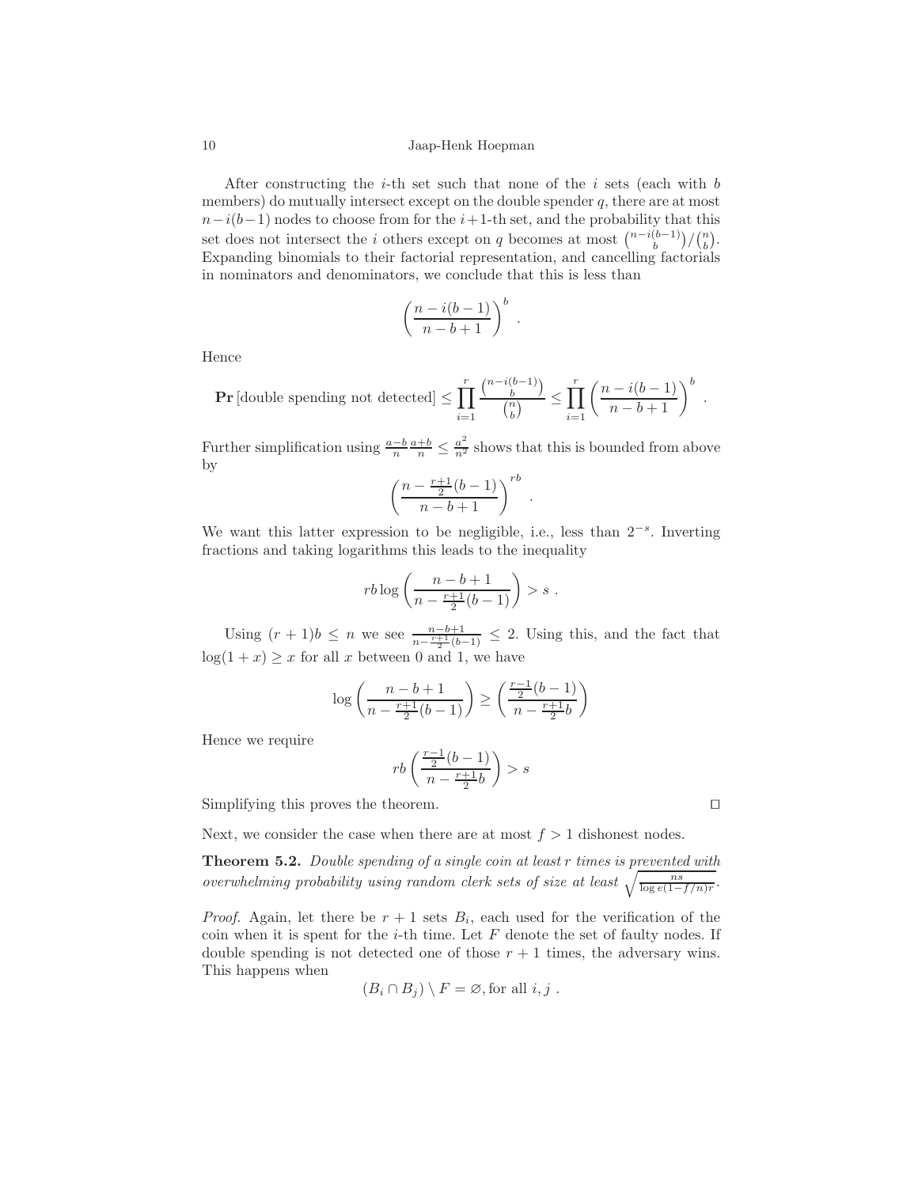After constructing the $i$-th set such that none of the $i$ sets (each with $b$ members) do mutually intersect except on the double spender $q$, there are at most $n-i(b-1)$ nodes to choose from for the $i+1$-th set, and the probability that this set does not intersect the $i$ others except on $q$ becomes at most $\binom{n-i(b-1)}{b}/\binom{n}{b}$. Expanding binomials to their factorial representation, and cancelling factorials in nominators and denominators, we conclude that this is less than

$$\left(\frac{n-i(b-1)}{n-b+1}\right)^b .$$

Hence

$$\mathbf{Pr}\left[\text{double spending not detected}\right] \leq \prod_{i=1}^{r} \frac{\binom{n-i(b-1)}{b}}{\binom{n}{b}} \leq \prod_{i=1}^{r} \left(\frac{n-i(b-1)}{n-b+1}\right)^b .$$

Further simplification using $\frac{a-b}{n}\frac{a+b}{n} \leq \frac{a^2}{n^2}$ shows that this is bounded from above by

$$\left(\frac{n-\frac{r+1}{2}(b-1)}{n-b+1}\right)^{rb} .$$

We want this latter expression to be negligible, i.e., less than $2^{-s}$. Inverting fractions and taking logarithms this leads to the inequality

$$rb \log\left(\frac{n-b+1}{n-\frac{r+1}{2}(b-1)}\right) > s .$$

Using $(r+1)b \leq n$ we see $\frac{n-b+1}{n-\frac{r+1}{2}(b-1)} \leq 2$. Using this, and the fact that $\log(1+x) \geq x$ for all $x$ between 0 and 1, we have

$$\log\left(\frac{n-b+1}{n-\frac{r+1}{2}(b-1)}\right) \geq \left(\frac{\frac{r-1}{2}(b-1)}{n-\frac{r+1}{2}b}\right)$$

Hence we require

$$rb\left(\frac{\frac{r-1}{2}(b-1)}{n-\frac{r+1}{2}b}\right) > s$$

Simplifying this proves the theorem. □

Next, we consider the case when there are at most $f > 1$ dishonest nodes.

**Theorem 5.2.** *Double spending of a single coin at least $r$ times is prevented with overwhelming probability using random clerk sets of size at least $\sqrt{\frac{ns}{\log e(1-f/n)r}}$.*

*Proof.* Again, let there be $r+1$ sets $B_i$, each used for the verification of the coin when it is spent for the $i$-th time. Let $F$ denote the set of faulty nodes. If double spending is not detected one of those $r+1$ times, the adversary wins. This happens when

$$(B_i \cap B_j) \setminus F = \varnothing, \text{for all } i, j .$$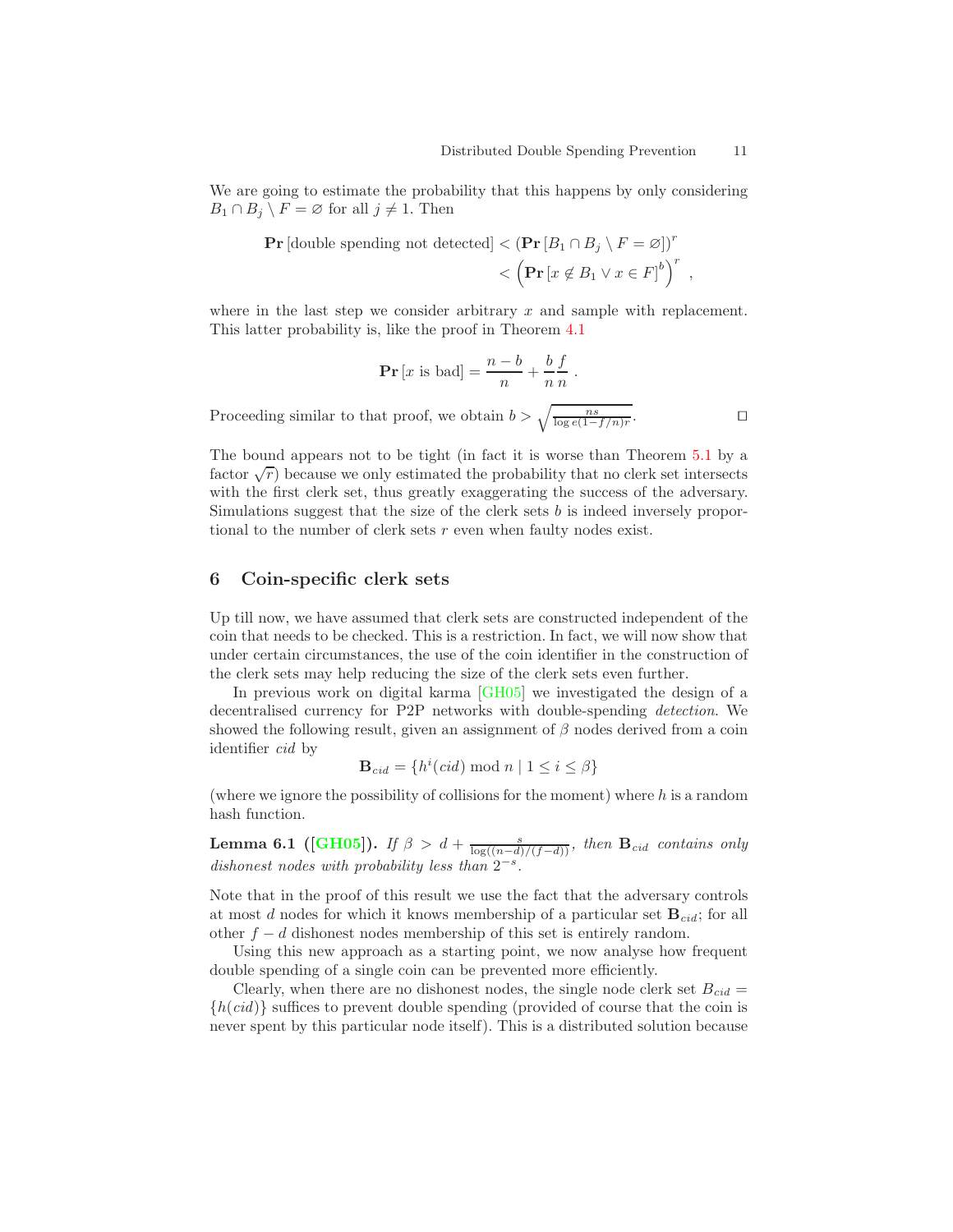We are going to estimate the probability that this happens by only considering $B_1 \cap B_j \setminus F = \varnothing$ for all $j \neq 1$. Then

$$\mathbf{Pr}\left[\text{double spending not detected}\right] < \left(\mathbf{Pr}\left[B_1 \cap B_j \setminus F = \varnothing\right]\right)^r < \left(\mathbf{Pr}\left[x \notin B_1 \vee x \in F\right]^b\right)^r ,$$

where in the last step we consider arbitrary $x$ and sample with replacement. This latter probability is, like the proof in Theorem 4.1

$$\mathbf{Pr}\left[x \text{ is bad}\right] = \frac{n-b}{n} + \frac{b}{n}\frac{f}{n} .$$

Proceeding similar to that proof, we obtain $b > \sqrt{\frac{ns}{\log e(1-f/n)r}}$. □

The bound appears not to be tight (in fact it is worse than Theorem 5.1 by a factor $\sqrt{r}$) because we only estimated the probability that no clerk set intersects with the first clerk set, thus greatly exaggerating the success of the adversary. Simulations suggest that the size of the clerk sets $b$ is indeed inversely proportional to the number of clerk sets $r$ even when faulty nodes exist.

## 6 Coin-specific clerk sets

Up till now, we have assumed that clerk sets are constructed independent of the coin that needs to be checked. This is a restriction. In fact, we will now show that under certain circumstances, the use of the coin identifier in the construction of the clerk sets may help reducing the size of the clerk sets even further.

In previous work on digital karma [GH05] we investigated the design of a decentralised currency for P2P networks with double-spending *detection*. We showed the following result, given an assignment of $\beta$ nodes derived from a coin identifier $cid$ by

$$\mathbf{B}_{cid} = \{h^i(cid) \bmod n \mid 1 \le i \le \beta\}$$

(where we ignore the possibility of collisions for the moment) where $h$ is a random hash function.

**Lemma 6.1 ([GH05]).** *If $\beta > d + \frac{s}{\log((n-d)/(f-d))}$, then $\mathbf{B}_{cid}$ contains only dishonest nodes with probability less than $2^{-s}$.*

Note that in the proof of this result we use the fact that the adversary controls at most $d$ nodes for which it knows membership of a particular set $\mathbf{B}_{cid}$; for all other $f - d$ dishonest nodes membership of this set is entirely random.

Using this new approach as a starting point, we now analyse how frequent double spending of a single coin can be prevented more efficiently.

Clearly, when there are no dishonest nodes, the single node clerk set $B_{cid} = \{h(cid)\}$ suffices to prevent double spending (provided of course that the coin is never spent by this particular node itself). This is a distributed solution because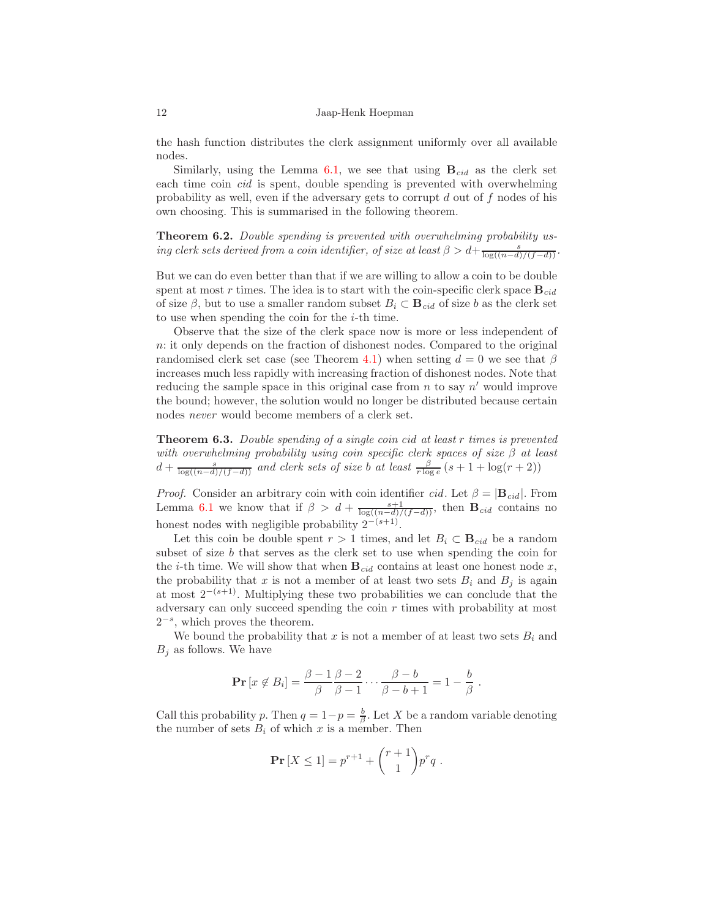the hash function distributes the clerk assignment uniformly over all available nodes.

Similarly, using the Lemma 6.1, we see that using $\mathbf{B}_{cid}$ as the clerk set each time coin *cid* is spent, double spending is prevented with overwhelming probability as well, even if the adversary gets to corrupt $d$ out of $f$ nodes of his own choosing. This is summarised in the following theorem.

**Theorem 6.2.** *Double spending is prevented with overwhelming probability using clerk sets derived from a coin identifier, of size at least* $\beta > d + \frac{s}{\log((n-d)/(f-d))}$.

But we can do even better than that if we are willing to allow a coin to be double spent at most $r$ times. The idea is to start with the coin-specific clerk space $\mathbf{B}_{cid}$ of size $\beta$, but to use a smaller random subset $B_i \subset \mathbf{B}_{cid}$ of size $b$ as the clerk set to use when spending the coin for the $i$-th time.

Observe that the size of the clerk space now is more or less independent of $n$: it only depends on the fraction of dishonest nodes. Compared to the original randomised clerk set case (see Theorem 4.1) when setting $d = 0$ we see that $\beta$ increases much less rapidly with increasing fraction of dishonest nodes. Note that reducing the sample space in this original case from $n$ to say $n'$ would improve the bound; however, the solution would no longer be distributed because certain nodes *never* would become members of a clerk set.

**Theorem 6.3.** *Double spending of a single coin cid at least $r$ times is prevented with overwhelming probability using coin specific clerk spaces of size $\beta$ at least* $d + \frac{s}{\log((n-d)/(f-d))}$ *and clerk sets of size $b$ at least* $\frac{\beta}{r \log e}(s + 1 + \log(r + 2))$

*Proof.* Consider an arbitrary coin with coin identifier *cid*. Let $\beta = |\mathbf{B}_{cid}|$. From Lemma 6.1 we know that if $\beta > d + \frac{s+1}{\log((n-d)/(f-d))}$, then $\mathbf{B}_{cid}$ contains no honest nodes with negligible probability $2^{-(s+1)}$.

Let this coin be double spent $r > 1$ times, and let $B_i \subset \mathbf{B}_{cid}$ be a random subset of size $b$ that serves as the clerk set to use when spending the coin for the $i$-th time. We will show that when $\mathbf{B}_{cid}$ contains at least one honest node $x$, the probability that $x$ is not a member of at least two sets $B_i$ and $B_j$ is again at most $2^{-(s+1)}$. Multiplying these two probabilities we can conclude that the adversary can only succeed spending the coin $r$ times with probability at most $2^{-s}$, which proves the theorem.

We bound the probability that $x$ is not a member of at least two sets $B_i$ and $B_j$ as follows. We have

$$\mathbf{Pr}[x \notin B_i] = \frac{\beta - 1}{\beta} \frac{\beta - 2}{\beta - 1} \cdots \frac{\beta - b}{\beta - b + 1} = 1 - \frac{b}{\beta} \ .$$

Call this probability $p$. Then $q = 1 - p = \frac{b}{\beta}$. Let $X$ be a random variable denoting the number of sets $B_i$ of which $x$ is a member. Then

$$\mathbf{Pr}[X \leq 1] = p^{r+1} + \binom{r+1}{1} p^r q \ .$$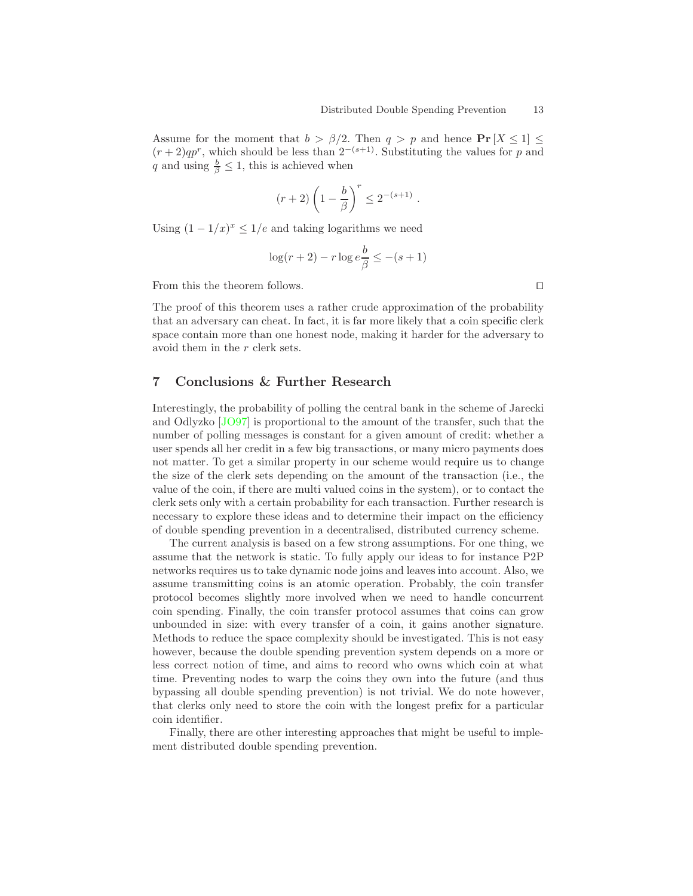Assume for the moment that $b > \beta/2$. Then $q > p$ and hence $\mathbf{Pr}[X \leq 1] \leq (r+2)qp^r$, which should be less than $2^{-(s+1)}$. Substituting the values for $p$ and $q$ and using $\frac{b}{\beta} \leq 1$, this is achieved when

$$(r+2)\left(1 - \frac{b}{\beta}\right)^r \leq 2^{-(s+1)} \; .$$

Using $(1 - 1/x)^x \leq 1/e$ and taking logarithms we need

$$\log(r+2) - r \log e \frac{b}{\beta} \leq -(s+1)$$

From this the theorem follows. □

The proof of this theorem uses a rather crude approximation of the probability that an adversary can cheat. In fact, it is far more likely that a coin specific clerk space contain more than one honest node, making it harder for the adversary to avoid them in the $r$ clerk sets.

## 7 Conclusions & Further Research

Interestingly, the probability of polling the central bank in the scheme of Jarecki and Odlyzko [JO97] is proportional to the amount of the transfer, such that the number of polling messages is constant for a given amount of credit: whether a user spends all her credit in a few big transactions, or many micro payments does not matter. To get a similar property in our scheme would require us to change the size of the clerk sets depending on the amount of the transaction (i.e., the value of the coin, if there are multi valued coins in the system), or to contact the clerk sets only with a certain probability for each transaction. Further research is necessary to explore these ideas and to determine their impact on the efficiency of double spending prevention in a decentralised, distributed currency scheme.

The current analysis is based on a few strong assumptions. For one thing, we assume that the network is static. To fully apply our ideas to for instance P2P networks requires us to take dynamic node joins and leaves into account. Also, we assume transmitting coins is an atomic operation. Probably, the coin transfer protocol becomes slightly more involved when we need to handle concurrent coin spending. Finally, the coin transfer protocol assumes that coins can grow unbounded in size: with every transfer of a coin, it gains another signature. Methods to reduce the space complexity should be investigated. This is not easy however, because the double spending prevention system depends on a more or less correct notion of time, and aims to record who owns which coin at what time. Preventing nodes to warp the coins they own into the future (and thus bypassing all double spending prevention) is not trivial. We do note however, that clerks only need to store the coin with the longest prefix for a particular coin identifier.

Finally, there are other interesting approaches that might be useful to implement distributed double spending prevention.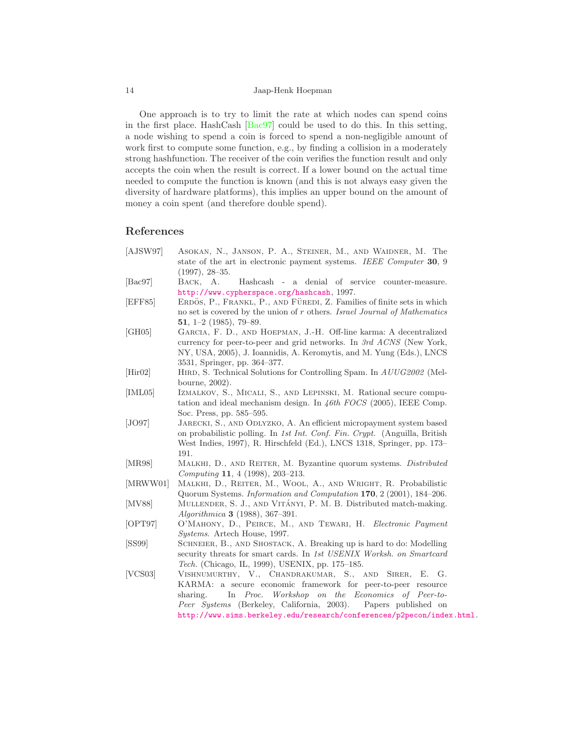One approach is to try to limit the rate at which nodes can spend coins in the first place. HashCash [Bac97] could be used to do this. In this setting, a node wishing to spend a coin is forced to spend a non-negligible amount of work first to compute some function, e.g., by finding a collision in a moderately strong hashfunction. The receiver of the coin verifies the function result and only accepts the coin when the result is correct. If a lower bound on the actual time needed to compute the function is known (and this is not always easy given the diversity of hardware platforms), this implies an upper bound on the amount of money a coin spent (and therefore double spend).

## References

[AJSW97] Asokan, N., Janson, P. A., Steiner, M., and Waidner, M. The state of the art in electronic payment systems. *IEEE Computer* **30**, 9 (1997), 28–35.

[Bac97] Back, A. Hashcash - a denial of service counter-measure. http://www.cypherspace.org/hashcash, 1997.

[EFF85] Erdös, P., Frankl, P., and Füredi, Z. Families of finite sets in which no set is covered by the union of $r$ others. *Israel Journal of Mathematics* **51**, 1–2 (1985), 79–89.

[GH05] Garcia, F. D., and Hoepman, J.-H. Off-line karma: A decentralized currency for peer-to-peer and grid networks. In *3rd ACNS* (New York, NY, USA, 2005), J. Ioannidis, A. Keromytis, and M. Yung (Eds.), LNCS 3531, Springer, pp. 364–377.

[Hir02] Hird, S. Technical Solutions for Controlling Spam. In *AUUG2002* (Melbourne, 2002).

[IML05] Izmalkov, S., Micali, S., and Lepinski, M. Rational secure computation and ideal mechanism design. In *46th FOCS* (2005), IEEE Comp. Soc. Press, pp. 585–595.

[JO97] Jarecki, S., and Odlyzko, A. An efficient micropayment system based on probabilistic polling. In *1st Int. Conf. Fin. Crypt.* (Anguilla, British West Indies, 1997), R. Hirschfeld (Ed.), LNCS 1318, Springer, pp. 173–191.

[MR98] Malkhi, D., and Reiter, M. Byzantine quorum systems. *Distributed Computing* **11**, 4 (1998), 203–213.

[MRWW01] Malkhi, D., Reiter, M., Wool, A., and Wright, R. Probabilistic Quorum Systems. *Information and Computation* **170**, 2 (2001), 184–206.

[MV88] Mullender, S. J., and Vitányi, P. M. B. Distributed match-making. *Algorithmica* **3** (1988), 367–391.

[OPT97] O'Mahony, D., Peirce, M., and Tewari, H. *Electronic Payment Systems*. Artech House, 1997.

[SS99] Schneier, B., and Shostack, A. Breaking up is hard to do: Modelling security threats for smart cards. In *1st USENIX Worksh. on Smartcard Tech.* (Chicago, IL, 1999), USENIX, pp. 175–185.

[VCS03] Vishnumurthy, V., Chandrakumar, S., and Sirer, E. G. KARMA: a secure economic framework for peer-to-peer resource sharing. In *Proc. Workshop on the Economics of Peer-to-Peer Systems* (Berkeley, California, 2003). Papers published on http://www.sims.berkeley.edu/research/conferences/p2pecon/index.html.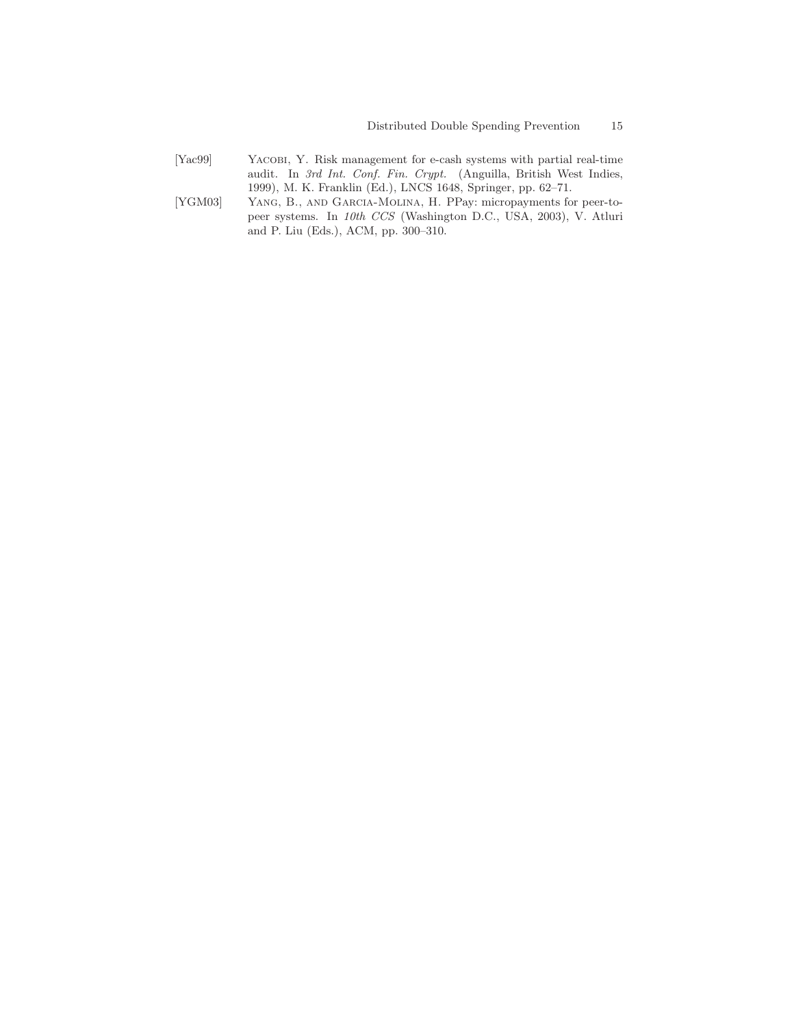[Yac99] Yacobi, Y. Risk management for e-cash systems with partial real-time audit. In *3rd Int. Conf. Fin. Crypt.* (Anguilla, British West Indies, 1999), M. K. Franklin (Ed.), LNCS 1648, Springer, pp. 62–71.

[YGM03] Yang, B., and Garcia-Molina, H. PPay: micropayments for peer-to-peer systems. In *10th CCS* (Washington D.C., USA, 2003), V. Atluri and P. Liu (Eds.), ACM, pp. 300–310.